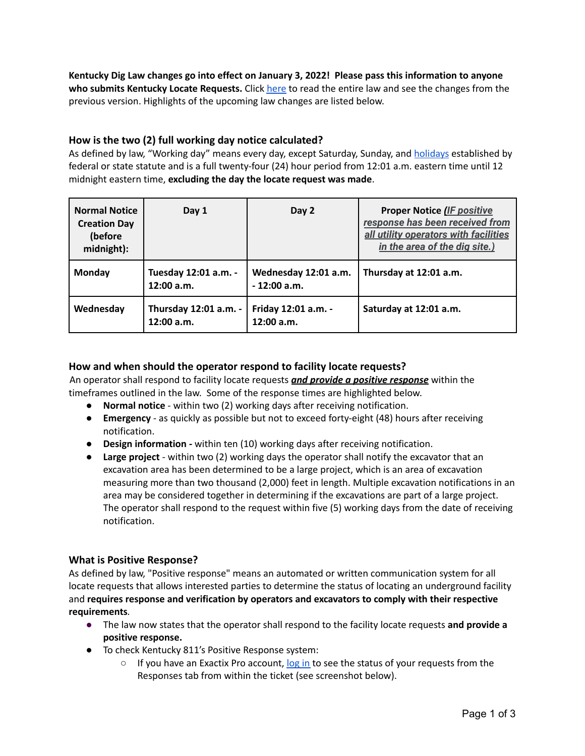**Kentucky Dig Law changes go into effect on January 3, 2022! Please pass this information to anyone who submits Kentucky Locate Requests.** Click here to read the entire law and see the changes from the previous version. Highlights of the upcoming law changes are listed below.

### How is the two (2) full working day notice calculated?

As defined by law, "Working day" means every day, except Saturday, Sunday, and holidays established by federal or state statute and is a full twenty-four (24) hour period from 12:01 a.m. eastern time until 12 midnight eastern time, **excluding the day the locate request was made**.

| **Normal Notice Creation Day (before midnight):** | **Day 1** | **Day 2** | **Proper Notice** ***(IF positive response has been received from all utility operators with facilities in the area of the dig site.)*** |
|---|---|---|---|
| **Monday** | **Tuesday 12:01 a.m. - 12:00 a.m.** | **Wednesday 12:01 a.m. - 12:00 a.m.** | **Thursday at 12:01 a.m.** |
| **Wednesday** | **Thursday 12:01 a.m. - 12:00 a.m.** | **Friday 12:01 a.m. - 12:00 a.m.** | **Saturday at 12:01 a.m.** |

### How and when should the operator respond to facility locate requests?

An operator shall respond to facility locate requests ***and provide a positive response*** within the timeframes outlined in the law. Some of the response times are highlighted below.

- **Normal notice** - within two (2) working days after receiving notification.
- **Emergency** - as quickly as possible but not to exceed forty-eight (48) hours after receiving notification.
- **Design information -** within ten (10) working days after receiving notification.
- **Large project** - within two (2) working days the operator shall notify the excavator that an excavation area has been determined to be a large project, which is an area of excavation measuring more than two thousand (2,000) feet in length. Multiple excavation notifications in an area may be considered together in determining if the excavations are part of a large project. The operator shall respond to the request within five (5) working days from the date of receiving notification.

### What is Positive Response?

As defined by law, "Positive response" means an automated or written communication system for all locate requests that allows interested parties to determine the status of locating an underground facility and **requires response and verification by operators and excavators to comply with their respective requirements**.

- The law now states that the operator shall respond to the facility locate requests **and provide a positive response.**
- To check Kentucky 811's Positive Response system:
  - If you have an Exactix Pro account, log in to see the status of your requests from the Responses tab from within the ticket (see screenshot below).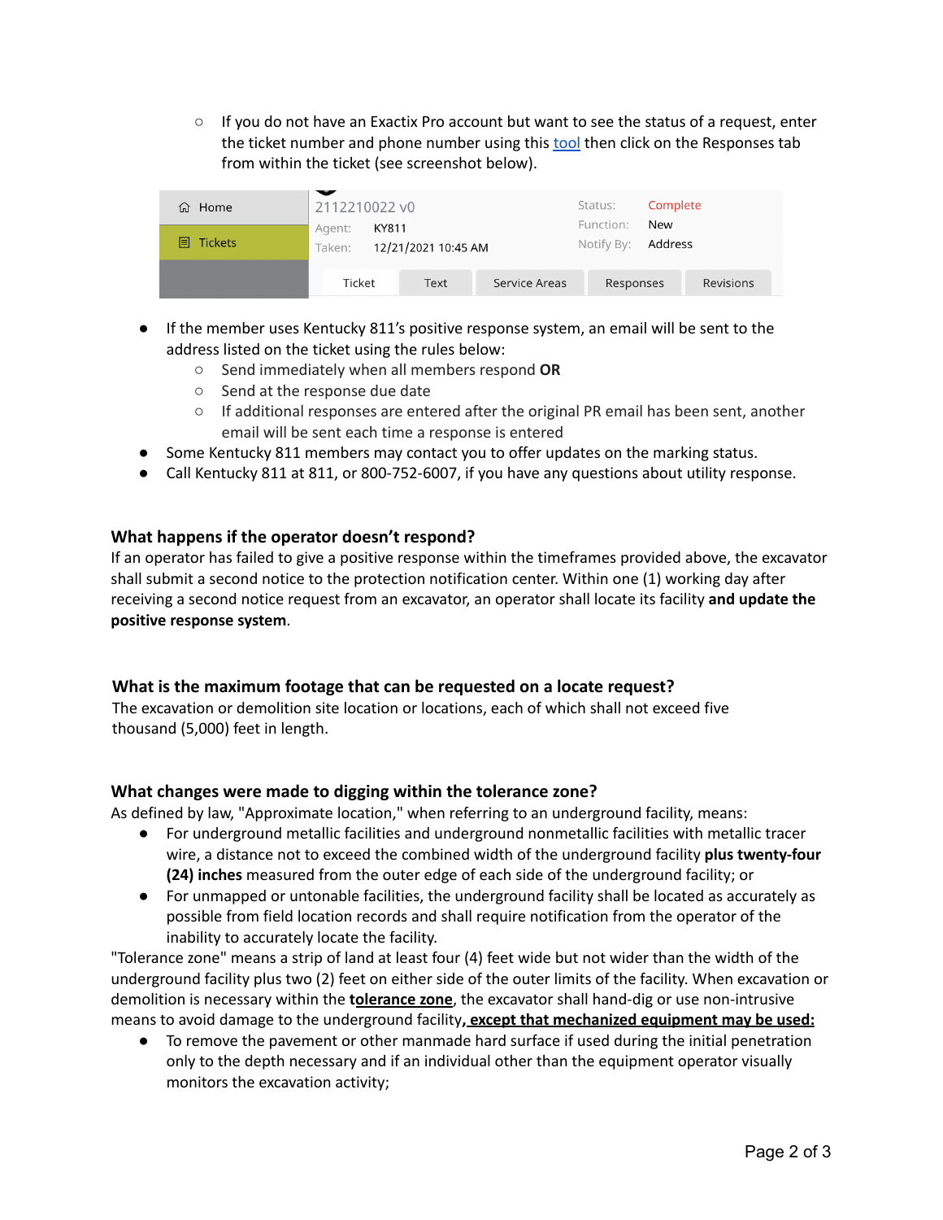- If you do not have an Exactix Pro account but want to see the status of a request, enter the ticket number and phone number using this tool then click on the Responses tab from within the ticket (see screenshot below).

- If the member uses Kentucky 811's positive response system, an email will be sent to the address listed on the ticket using the rules below:
  - Send immediately when all members respond **OR**
  - Send at the response due date
  - If additional responses are entered after the original PR email has been sent, another email will be sent each time a response is entered
- Some Kentucky 811 members may contact you to offer updates on the marking status.
- Call Kentucky 811 at 811, or 800-752-6007, if you have any questions about utility response.

### What happens if the operator doesn't respond?

If an operator has failed to give a positive response within the timeframes provided above, the excavator shall submit a second notice to the protection notification center. Within one (1) working day after receiving a second notice request from an excavator, an operator shall locate its facility **and update the positive response system**.

### What is the maximum footage that can be requested on a locate request?

The excavation or demolition site location or locations, each of which shall not exceed five thousand (5,000) feet in length.

### What changes were made to digging within the tolerance zone?

As defined by law, "Approximate location," when referring to an underground facility, means:

- For underground metallic facilities and underground nonmetallic facilities with metallic tracer wire, a distance not to exceed the combined width of the underground facility **plus twenty-four (24) inches** measured from the outer edge of each side of the underground facility; or
- For unmapped or untonable facilities, the underground facility shall be located as accurately as possible from field location records and shall require notification from the operator of the inability to accurately locate the facility.

"Tolerance zone" means a strip of land at least four (4) feet wide but not wider than the width of the underground facility plus two (2) feet on either side of the outer limits of the facility. When excavation or demolition is necessary within the **tolerance zone**, the excavator shall hand-dig or use non-intrusive means to avoid damage to the underground facility**, except that mechanized equipment may be used:**

- To remove the pavement or other manmade hard surface if used during the initial penetration only to the depth necessary and if an individual other than the equipment operator visually monitors the excavation activity;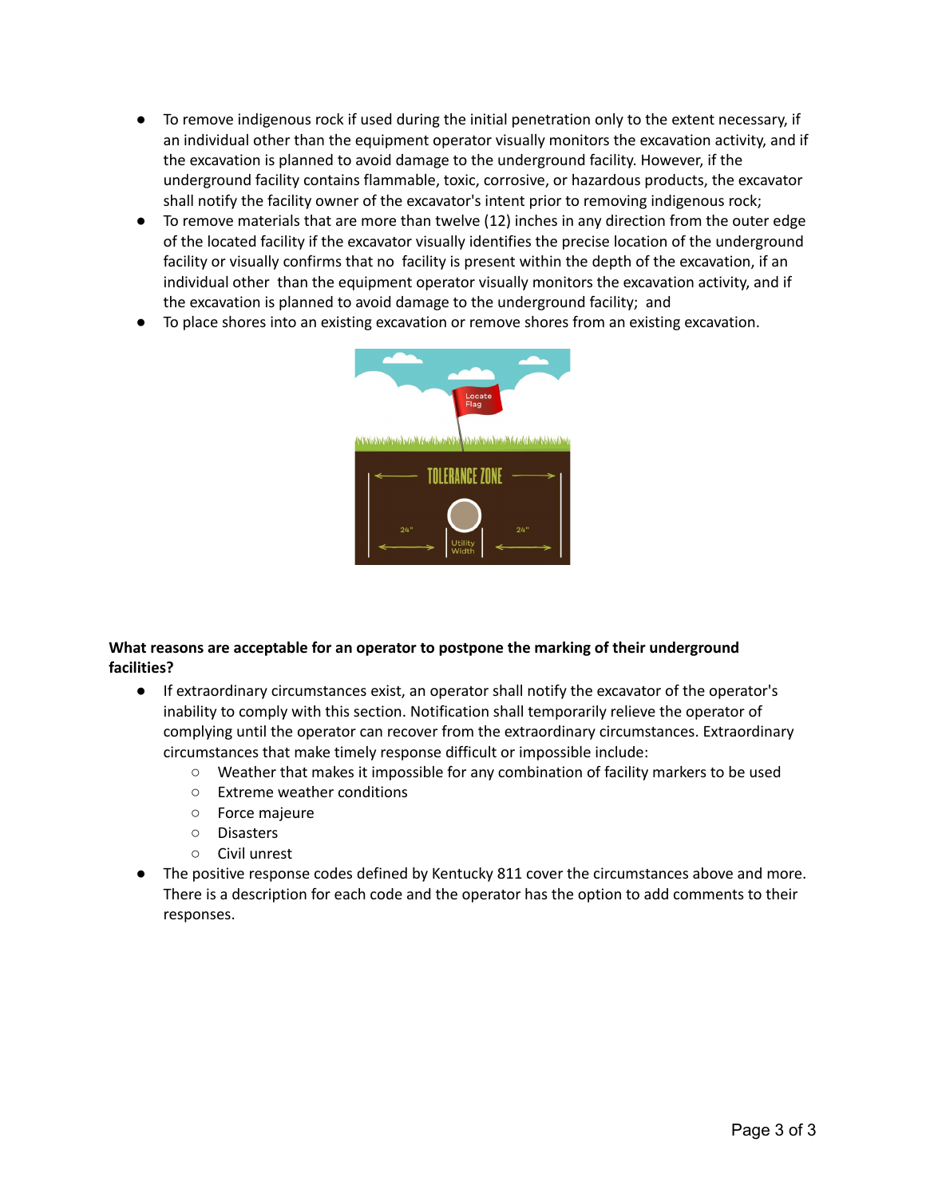- To remove indigenous rock if used during the initial penetration only to the extent necessary, if an individual other than the equipment operator visually monitors the excavation activity, and if the excavation is planned to avoid damage to the underground facility. However, if the underground facility contains flammable, toxic, corrosive, or hazardous products, the excavator shall notify the facility owner of the excavator's intent prior to removing indigenous rock;
- To remove materials that are more than twelve (12) inches in any direction from the outer edge of the located facility if the excavator visually identifies the precise location of the underground facility or visually confirms that no facility is present within the depth of the excavation, if an individual other than the equipment operator visually monitors the excavation activity, and if the excavation is planned to avoid damage to the underground facility; and
- To place shores into an existing excavation or remove shores from an existing excavation.

Locate Flag

TOLERANCE ZONE

24"

Utility Width

24"

**What reasons are acceptable for an operator to postpone the marking of their underground facilities?**

- If extraordinary circumstances exist, an operator shall notify the excavator of the operator's inability to comply with this section. Notification shall temporarily relieve the operator of complying until the operator can recover from the extraordinary circumstances. Extraordinary circumstances that make timely response difficult or impossible include:
  - Weather that makes it impossible for any combination of facility markers to be used
  - Extreme weather conditions
  - Force majeure
  - Disasters
  - Civil unrest
- The positive response codes defined by Kentucky 811 cover the circumstances above and more. There is a description for each code and the operator has the option to add comments to their responses.